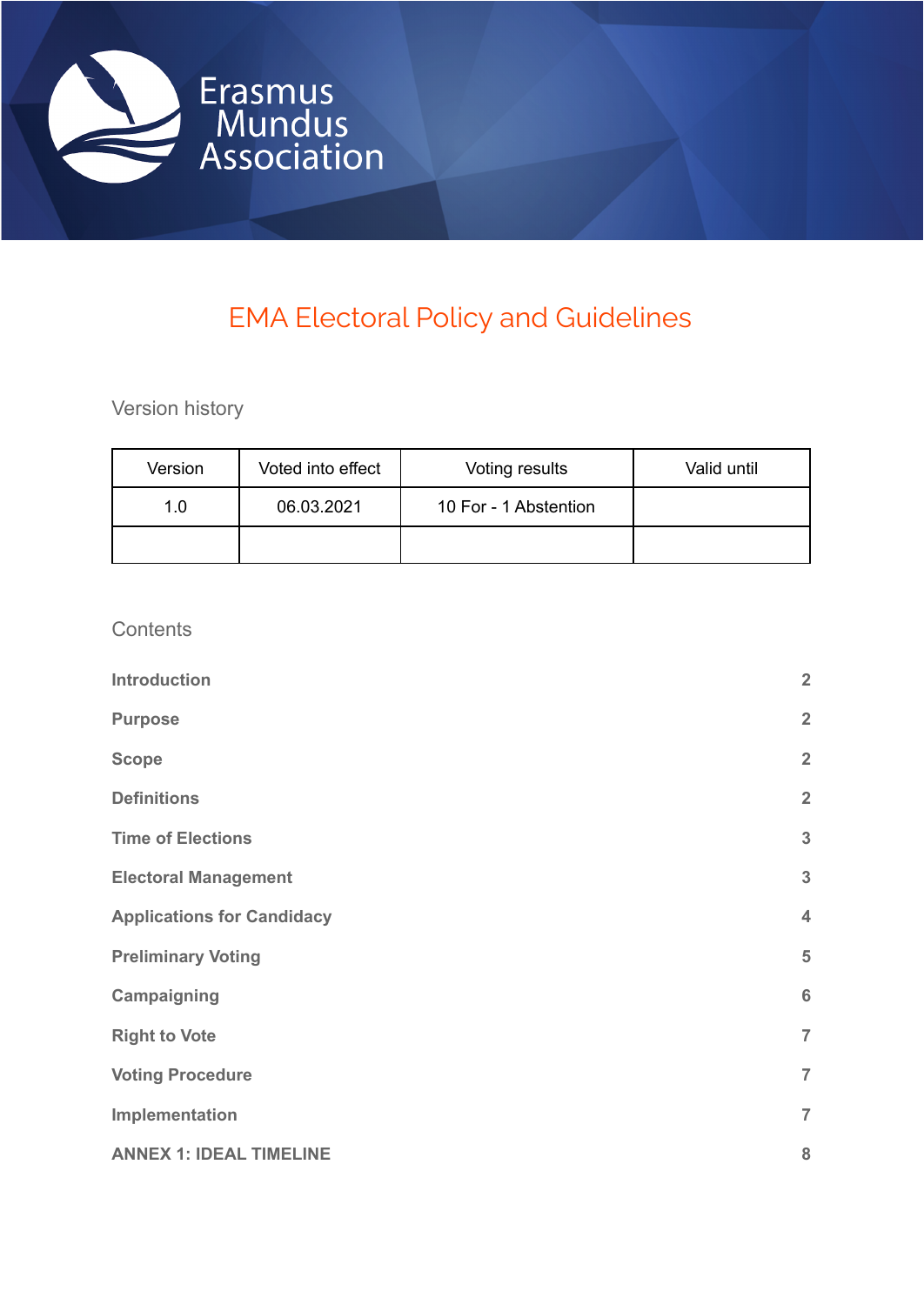Erasmus Mundus Association

# EMA Electoral Policy and Guidelines

## Version history

| Version | Voted into effect | Voting results | Valid until |
|---|---|---|---|
| 1.0 | 06.03.2021 | 10 For - 1 Abstention | |
| | | | |

## Contents

| | |
|---|---|
| **Introduction** | **2** |
| **Purpose** | **2** |
| **Scope** | **2** |
| **Definitions** | **2** |
| **Time of Elections** | **3** |
| **Electoral Management** | **3** |
| **Applications for Candidacy** | **4** |
| **Preliminary Voting** | **5** |
| **Campaigning** | **6** |
| **Right to Vote** | **7** |
| **Voting Procedure** | **7** |
| **Implementation** | **7** |
| **ANNEX 1: IDEAL TIMELINE** | **8** |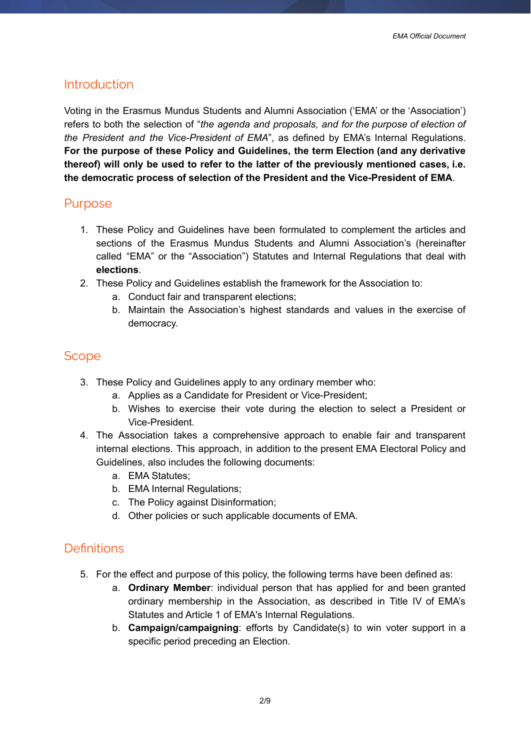## Introduction

Voting in the Erasmus Mundus Students and Alumni Association ('EMA' or the 'Association') refers to both the selection of "*the agenda and proposals, and for the purpose of election of the President and the Vice-President of EMA*", as defined by EMA's Internal Regulations. **For the purpose of these Policy and Guidelines, the term Election (and any derivative thereof) will only be used to refer to the latter of the previously mentioned cases, i.e. the democratic process of selection of the President and the Vice-President of EMA**.

## Purpose

1. These Policy and Guidelines have been formulated to complement the articles and sections of the Erasmus Mundus Students and Alumni Association's (hereinafter called "EMA" or the "Association") Statutes and Internal Regulations that deal with **elections**.
2. These Policy and Guidelines establish the framework for the Association to:
    a. Conduct fair and transparent elections;
    b. Maintain the Association's highest standards and values in the exercise of democracy.

## Scope

3. These Policy and Guidelines apply to any ordinary member who:
    a. Applies as a Candidate for President or Vice-President;
    b. Wishes to exercise their vote during the election to select a President or Vice-President.
4. The Association takes a comprehensive approach to enable fair and transparent internal elections. This approach, in addition to the present EMA Electoral Policy and Guidelines, also includes the following documents:
    a. EMA Statutes;
    b. EMA Internal Regulations;
    c. The Policy against Disinformation;
    d. Other policies or such applicable documents of EMA.

## Definitions

5. For the effect and purpose of this policy, the following terms have been defined as:
    a. **Ordinary Member**: individual person that has applied for and been granted ordinary membership in the Association, as described in Title IV of EMA's Statutes and Article 1 of EMA's Internal Regulations.
    b. **Campaign/campaigning**: efforts by Candidate(s) to win voter support in a specific period preceding an Election.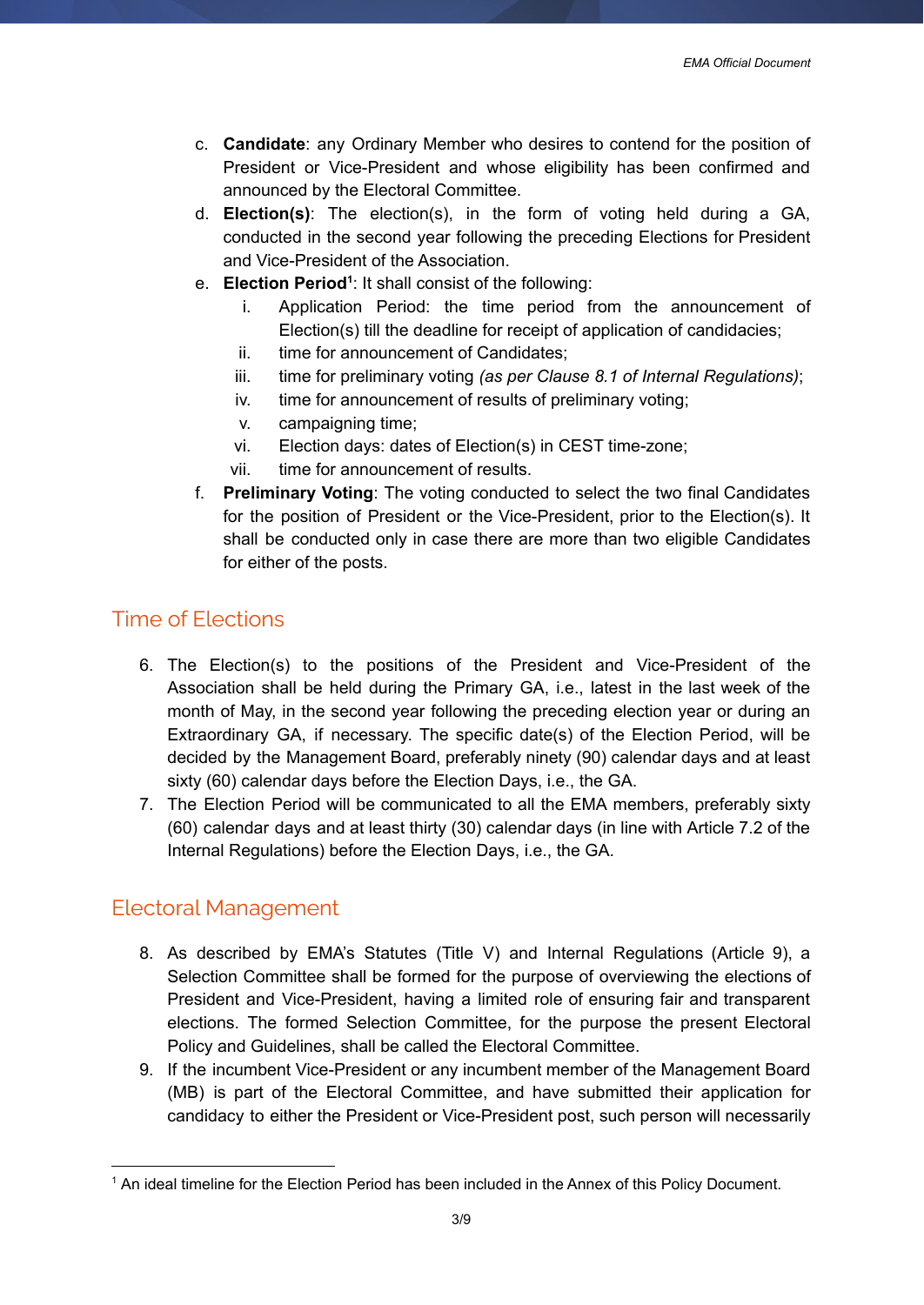c. **Candidate**: any Ordinary Member who desires to contend for the position of President or Vice-President and whose eligibility has been confirmed and announced by the Electoral Committee.

d. **Election(s)**: The election(s), in the form of voting held during a GA, conducted in the second year following the preceding Elections for President and Vice-President of the Association.

e. **Election Period**[1]: It shall consist of the following:

   i. Application Period: the time period from the announcement of Election(s) till the deadline for receipt of application of candidacies;

   ii. time for announcement of Candidates;

   iii. time for preliminary voting *(as per Clause 8.1 of Internal Regulations)*;

   iv. time for announcement of results of preliminary voting;

   v. campaigning time;

   vi. Election days: dates of Election(s) in CEST time-zone;

   vii. time for announcement of results.

f. **Preliminary Voting**: The voting conducted to select the two final Candidates for the position of President or the Vice-President, prior to the Election(s). It shall be conducted only in case there are more than two eligible Candidates for either of the posts.

## Time of Elections

6. The Election(s) to the positions of the President and Vice-President of the Association shall be held during the Primary GA, i.e., latest in the last week of the month of May, in the second year following the preceding election year or during an Extraordinary GA, if necessary. The specific date(s) of the Election Period, will be decided by the Management Board, preferably ninety (90) calendar days and at least sixty (60) calendar days before the Election Days, i.e., the GA.
7. The Election Period will be communicated to all the EMA members, preferably sixty (60) calendar days and at least thirty (30) calendar days (in line with Article 7.2 of the Internal Regulations) before the Election Days, i.e., the GA.

## Electoral Management

8. As described by EMA's Statutes (Title V) and Internal Regulations (Article 9), a Selection Committee shall be formed for the purpose of overviewing the elections of President and Vice-President, having a limited role of ensuring fair and transparent elections. The formed Selection Committee, for the purpose the present Electoral Policy and Guidelines, shall be called the Electoral Committee.
9. If the incumbent Vice-President or any incumbent member of the Management Board (MB) is part of the Electoral Committee, and have submitted their application for candidacy to either the President or Vice-President post, such person will necessarily

---

[1] An ideal timeline for the Election Period has been included in the Annex of this Policy Document.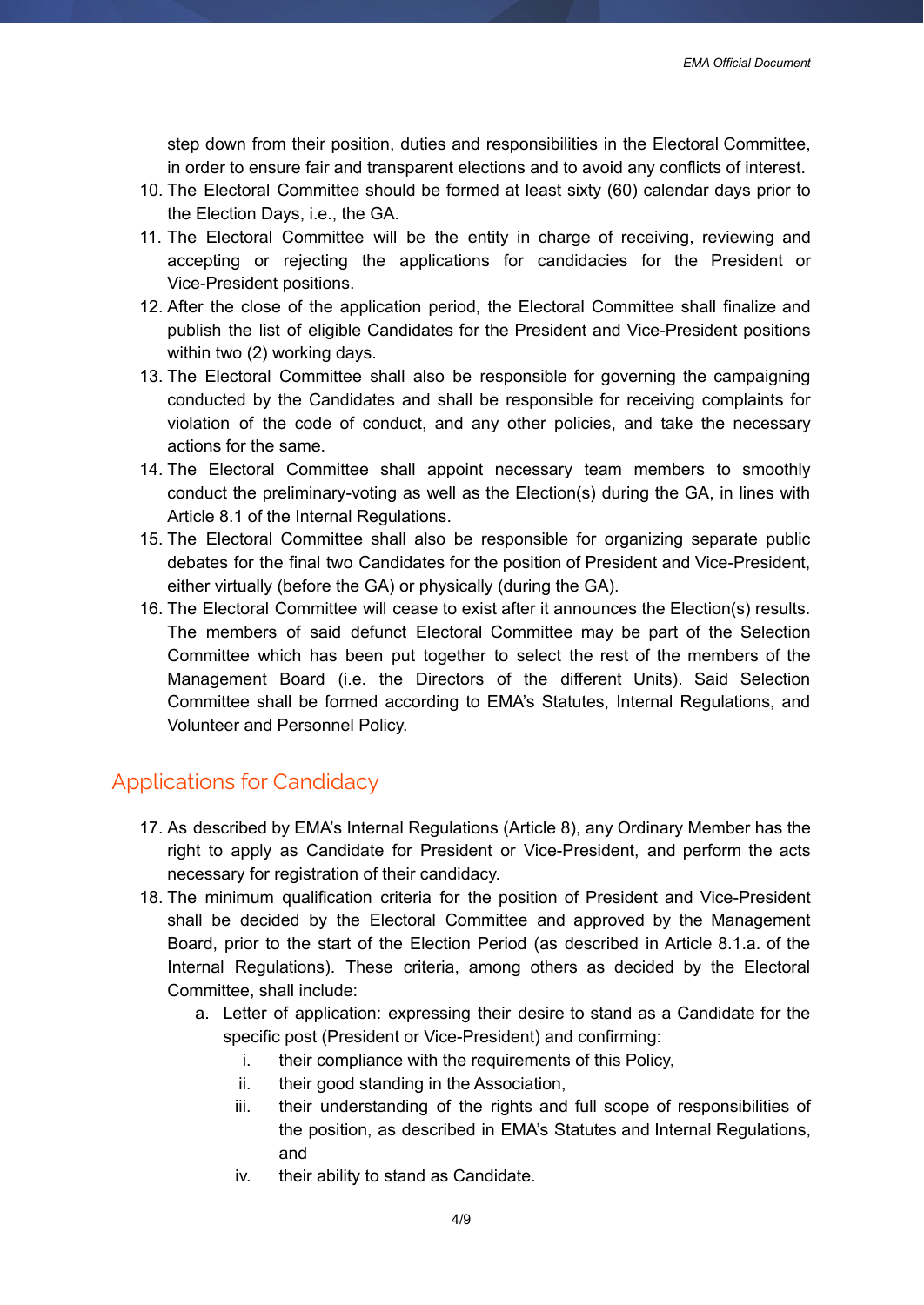step down from their position, duties and responsibilities in the Electoral Committee, in order to ensure fair and transparent elections and to avoid any conflicts of interest.

10. The Electoral Committee should be formed at least sixty (60) calendar days prior to the Election Days, i.e., the GA.
11. The Electoral Committee will be the entity in charge of receiving, reviewing and accepting or rejecting the applications for candidacies for the President or Vice-President positions.
12. After the close of the application period, the Electoral Committee shall finalize and publish the list of eligible Candidates for the President and Vice-President positions within two (2) working days.
13. The Electoral Committee shall also be responsible for governing the campaigning conducted by the Candidates and shall be responsible for receiving complaints for violation of the code of conduct, and any other policies, and take the necessary actions for the same.
14. The Electoral Committee shall appoint necessary team members to smoothly conduct the preliminary-voting as well as the Election(s) during the GA, in lines with Article 8.1 of the Internal Regulations.
15. The Electoral Committee shall also be responsible for organizing separate public debates for the final two Candidates for the position of President and Vice-President, either virtually (before the GA) or physically (during the GA).
16. The Electoral Committee will cease to exist after it announces the Election(s) results. The members of said defunct Electoral Committee may be part of the Selection Committee which has been put together to select the rest of the members of the Management Board (i.e. the Directors of the different Units). Said Selection Committee shall be formed according to EMA's Statutes, Internal Regulations, and Volunteer and Personnel Policy.

## Applications for Candidacy

17. As described by EMA's Internal Regulations (Article 8), any Ordinary Member has the right to apply as Candidate for President or Vice-President, and perform the acts necessary for registration of their candidacy.
18. The minimum qualification criteria for the position of President and Vice-President shall be decided by the Electoral Committee and approved by the Management Board, prior to the start of the Election Period (as described in Article 8.1.a. of the Internal Regulations). These criteria, among others as decided by the Electoral Committee, shall include:
    a. Letter of application: expressing their desire to stand as a Candidate for the specific post (President or Vice-President) and confirming:
        i. their compliance with the requirements of this Policy,
        ii. their good standing in the Association,
        iii. their understanding of the rights and full scope of responsibilities of the position, as described in EMA's Statutes and Internal Regulations, and
        iv. their ability to stand as Candidate.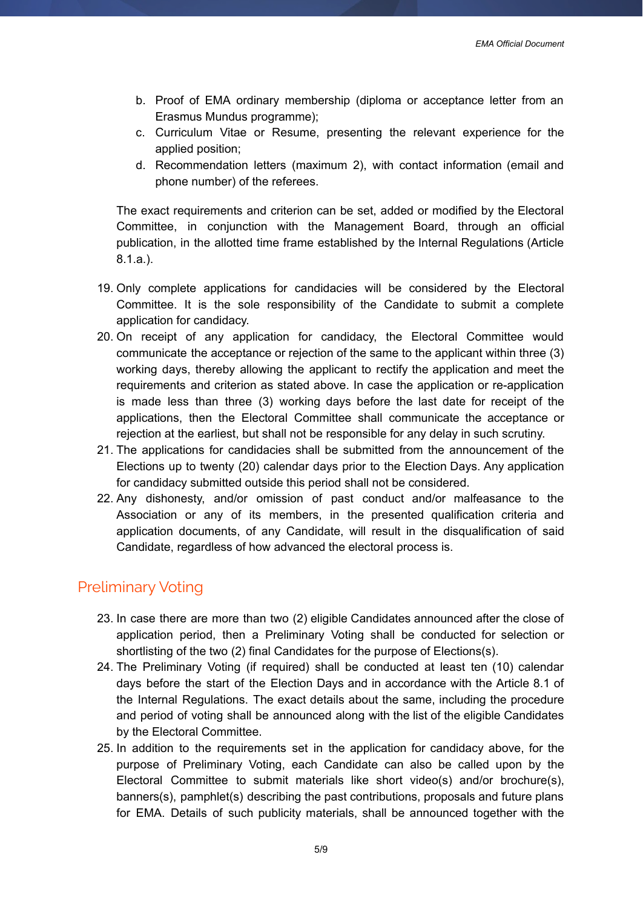b. Proof of EMA ordinary membership (diploma or acceptance letter from an Erasmus Mundus programme);
   c. Curriculum Vitae or Resume, presenting the relevant experience for the applied position;
   d. Recommendation letters (maximum 2), with contact information (email and phone number) of the referees.

   The exact requirements and criterion can be set, added or modified by the Electoral Committee, in conjunction with the Management Board, through an official publication, in the allotted time frame established by the Internal Regulations (Article 8.1.a.).

19. Only complete applications for candidacies will be considered by the Electoral Committee. It is the sole responsibility of the Candidate to submit a complete application for candidacy.
20. On receipt of any application for candidacy, the Electoral Committee would communicate the acceptance or rejection of the same to the applicant within three (3) working days, thereby allowing the applicant to rectify the application and meet the requirements and criterion as stated above. In case the application or re-application is made less than three (3) working days before the last date for receipt of the applications, then the Electoral Committee shall communicate the acceptance or rejection at the earliest, but shall not be responsible for any delay in such scrutiny.
21. The applications for candidacies shall be submitted from the announcement of the Elections up to twenty (20) calendar days prior to the Election Days. Any application for candidacy submitted outside this period shall not be considered.
22. Any dishonesty, and/or omission of past conduct and/or malfeasance to the Association or any of its members, in the presented qualification criteria and application documents, of any Candidate, will result in the disqualification of said Candidate, regardless of how advanced the electoral process is.

## Preliminary Voting

23. In case there are more than two (2) eligible Candidates announced after the close of application period, then a Preliminary Voting shall be conducted for selection or shortlisting of the two (2) final Candidates for the purpose of Elections(s).
24. The Preliminary Voting (if required) shall be conducted at least ten (10) calendar days before the start of the Election Days and in accordance with the Article 8.1 of the Internal Regulations. The exact details about the same, including the procedure and period of voting shall be announced along with the list of the eligible Candidates by the Electoral Committee.
25. In addition to the requirements set in the application for candidacy above, for the purpose of Preliminary Voting, each Candidate can also be called upon by the Electoral Committee to submit materials like short video(s) and/or brochure(s), banners(s), pamphlet(s) describing the past contributions, proposals and future plans for EMA. Details of such publicity materials, shall be announced together with the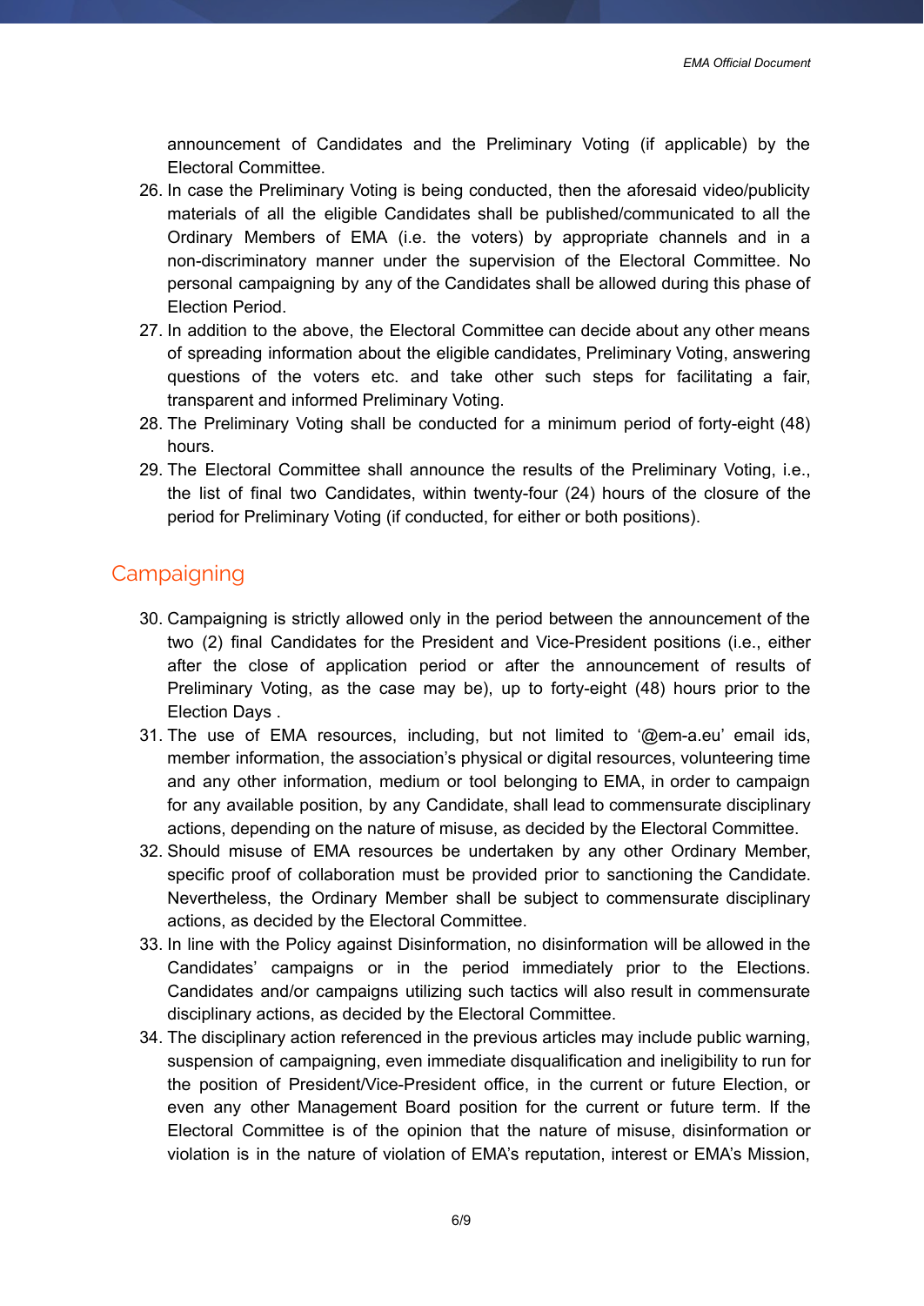announcement of Candidates and the Preliminary Voting (if applicable) by the Electoral Committee.

26. In case the Preliminary Voting is being conducted, then the aforesaid video/publicity materials of all the eligible Candidates shall be published/communicated to all the Ordinary Members of EMA (i.e. the voters) by appropriate channels and in a non-discriminatory manner under the supervision of the Electoral Committee. No personal campaigning by any of the Candidates shall be allowed during this phase of Election Period.
27. In addition to the above, the Electoral Committee can decide about any other means of spreading information about the eligible candidates, Preliminary Voting, answering questions of the voters etc. and take other such steps for facilitating a fair, transparent and informed Preliminary Voting.
28. The Preliminary Voting shall be conducted for a minimum period of forty-eight (48) hours.
29. The Electoral Committee shall announce the results of the Preliminary Voting, i.e., the list of final two Candidates, within twenty-four (24) hours of the closure of the period for Preliminary Voting (if conducted, for either or both positions).

## Campaigning

30. Campaigning is strictly allowed only in the period between the announcement of the two (2) final Candidates for the President and Vice-President positions (i.e., either after the close of application period or after the announcement of results of Preliminary Voting, as the case may be), up to forty-eight (48) hours prior to the Election Days .
31. The use of EMA resources, including, but not limited to '@em-a.eu' email ids, member information, the association's physical or digital resources, volunteering time and any other information, medium or tool belonging to EMA, in order to campaign for any available position, by any Candidate, shall lead to commensurate disciplinary actions, depending on the nature of misuse, as decided by the Electoral Committee.
32. Should misuse of EMA resources be undertaken by any other Ordinary Member, specific proof of collaboration must be provided prior to sanctioning the Candidate. Nevertheless, the Ordinary Member shall be subject to commensurate disciplinary actions, as decided by the Electoral Committee.
33. In line with the Policy against Disinformation, no disinformation will be allowed in the Candidates' campaigns or in the period immediately prior to the Elections. Candidates and/or campaigns utilizing such tactics will also result in commensurate disciplinary actions, as decided by the Electoral Committee.
34. The disciplinary action referenced in the previous articles may include public warning, suspension of campaigning, even immediate disqualification and ineligibility to run for the position of President/Vice-President office, in the current or future Election, or even any other Management Board position for the current or future term. If the Electoral Committee is of the opinion that the nature of misuse, disinformation or violation is in the nature of violation of EMA's reputation, interest or EMA's Mission,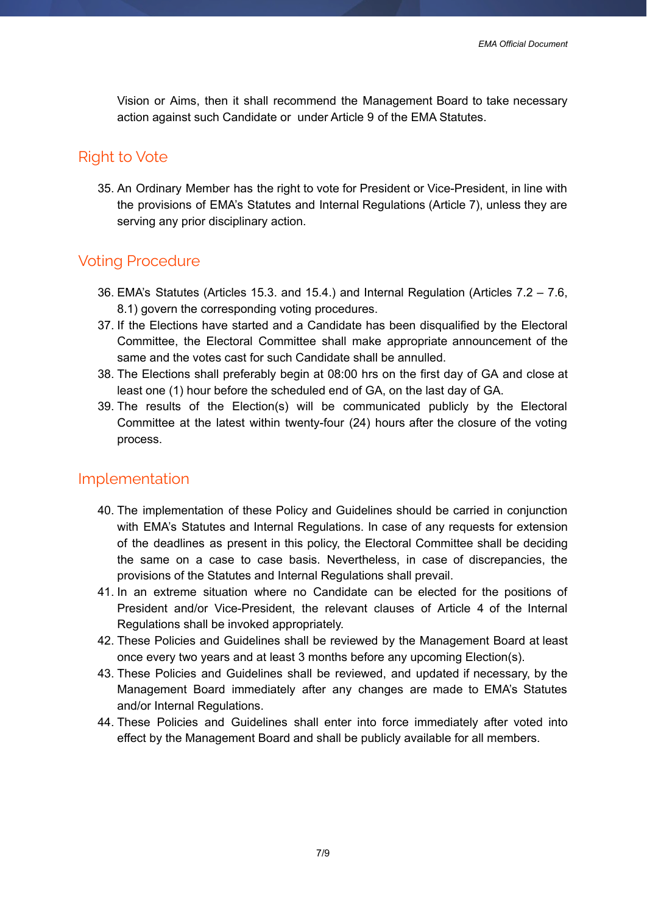Vision or Aims, then it shall recommend the Management Board to take necessary action against such Candidate or  under Article 9 of the EMA Statutes.

## Right to Vote

35. An Ordinary Member has the right to vote for President or Vice-President, in line with the provisions of EMA's Statutes and Internal Regulations (Article 7), unless they are serving any prior disciplinary action.

## Voting Procedure

36. EMA's Statutes (Articles 15.3. and 15.4.) and Internal Regulation (Articles 7.2 – 7.6, 8.1) govern the corresponding voting procedures.
37. If the Elections have started and a Candidate has been disqualified by the Electoral Committee, the Electoral Committee shall make appropriate announcement of the same and the votes cast for such Candidate shall be annulled.
38. The Elections shall preferably begin at 08:00 hrs on the first day of GA and close at least one (1) hour before the scheduled end of GA, on the last day of GA.
39. The results of the Election(s) will be communicated publicly by the Electoral Committee at the latest within twenty-four (24) hours after the closure of the voting process.

## Implementation

40. The implementation of these Policy and Guidelines should be carried in conjunction with EMA's Statutes and Internal Regulations. In case of any requests for extension of the deadlines as present in this policy, the Electoral Committee shall be deciding the same on a case to case basis. Nevertheless, in case of discrepancies, the provisions of the Statutes and Internal Regulations shall prevail.
41. In an extreme situation where no Candidate can be elected for the positions of President and/or Vice-President, the relevant clauses of Article 4 of the Internal Regulations shall be invoked appropriately.
42. These Policies and Guidelines shall be reviewed by the Management Board at least once every two years and at least 3 months before any upcoming Election(s).
43. These Policies and Guidelines shall be reviewed, and updated if necessary, by the Management Board immediately after any changes are made to EMA's Statutes and/or Internal Regulations.
44. These Policies and Guidelines shall enter into force immediately after voted into effect by the Management Board and shall be publicly available for all members.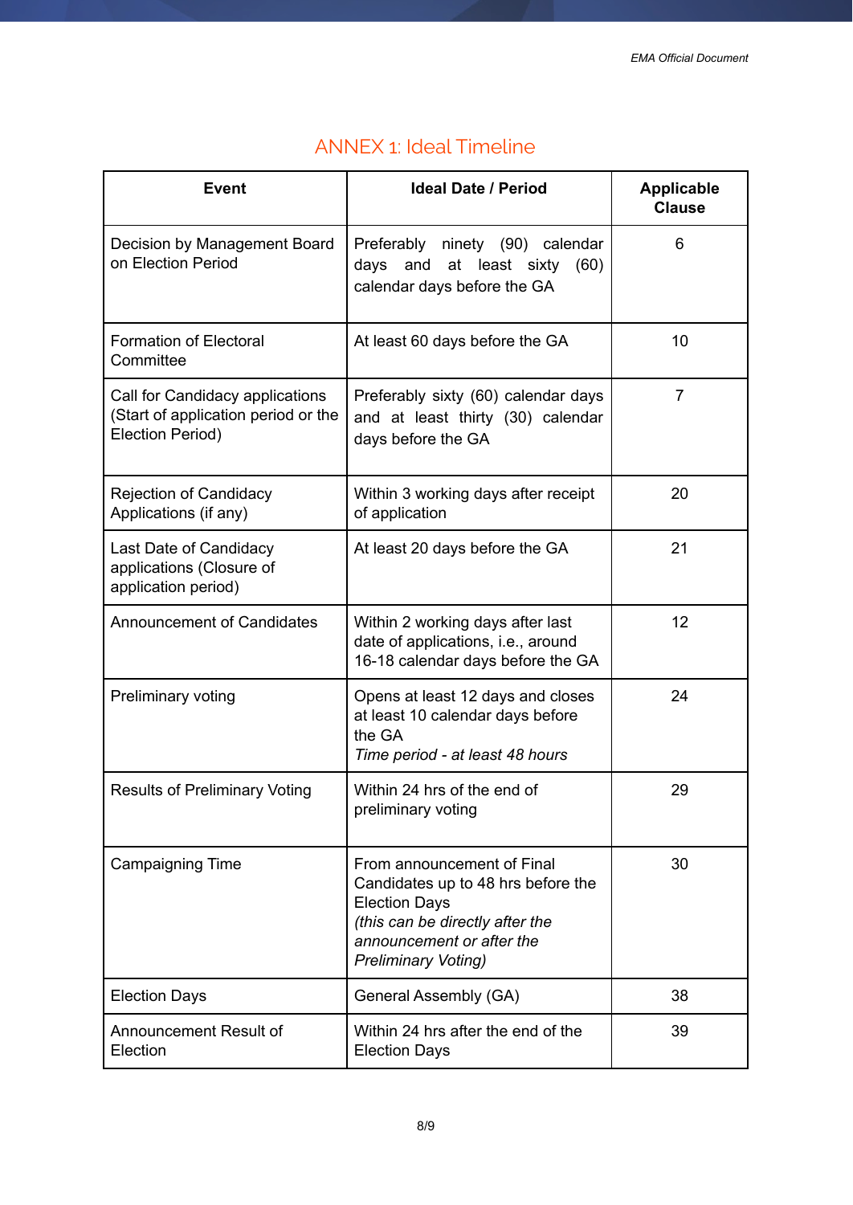## ANNEX 1: Ideal Timeline

| Event | Ideal Date / Period | Applicable Clause |
|---|---|---|
| Decision by Management Board on Election Period | Preferably ninety (90) calendar days and at least sixty (60) calendar days before the GA | 6 |
| Formation of Electoral Committee | At least 60 days before the GA | 10 |
| Call for Candidacy applications (Start of application period or the Election Period) | Preferably sixty (60) calendar days and at least thirty (30) calendar days before the GA | 7 |
| Rejection of Candidacy Applications (if any) | Within 3 working days after receipt of application | 20 |
| Last Date of Candidacy applications (Closure of application period) | At least 20 days before the GA | 21 |
| Announcement of Candidates | Within 2 working days after last date of applications, i.e., around 16-18 calendar days before the GA | 12 |
| Preliminary voting | Opens at least 12 days and closes at least 10 calendar days before the GA<br>*Time period - at least 48 hours* | 24 |
| Results of Preliminary Voting | Within 24 hrs of the end of preliminary voting | 29 |
| Campaigning Time | From announcement of Final Candidates up to 48 hrs before the Election Days<br>*(this can be directly after the announcement or after the Preliminary Voting)* | 30 |
| Election Days | General Assembly (GA) | 38 |
| Announcement Result of Election | Within 24 hrs after the end of the Election Days | 39 |